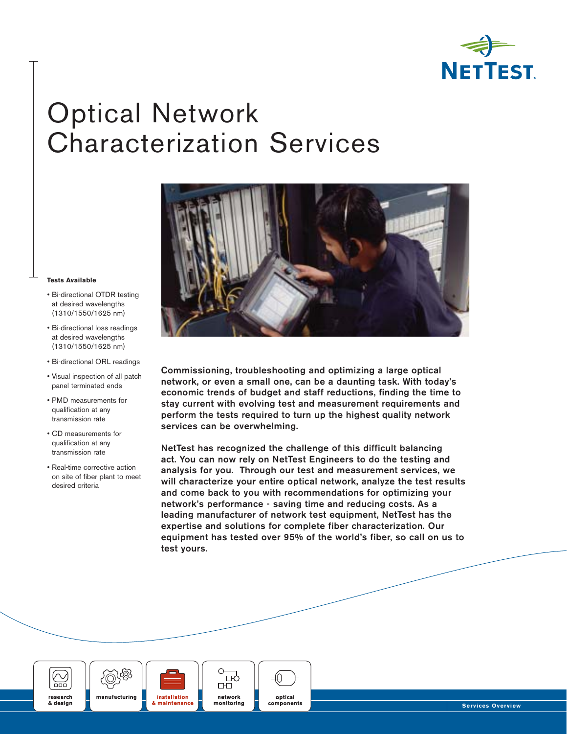# Optical Network Characterization Services

**Tests Available**

- Bi-directional OTDR testing at desired wavelengths (1310/1550/1625 nm)
- Bi-directional loss readings at desired wavelengths (1310/1550/1625 nm)
- Bi-directional ORL readings
- Visual inspection of all patch panel terminated ends
- PMD measurements for qualification at any transmission rate
- CD measurements for qualification at any transmission rate
- Real-time corrective action on site of fiber plant to meet desired criteria

**Commissioning, troubleshooting and optimizing a large optical network, or even a small one, can be a daunting task. With today's economic trends of budget and staff reductions, finding the time to stay current with evolving test and measurement requirements and perform the tests required to turn up the highest quality network services can be overwhelming.**

**NetTest has recognized the challenge of this difficult balancing act. You can now rely on NetTest Engineers to do the testing and analysis for you. Through our test and measurement services, we will characterize your entire optical network, analyze the test results and come back to you with recommendations for optimizing your network's performance - saving time and reducing costs. As a leading manufacturer of network test equipment, NetTest has the expertise and solutions for complete fiber characterization. Our equipment has tested over 95% of the world's fiber, so call on us to test yours.**

research & design | manufacturing | installation & maintenance | network monitoring | optical components

Services Overview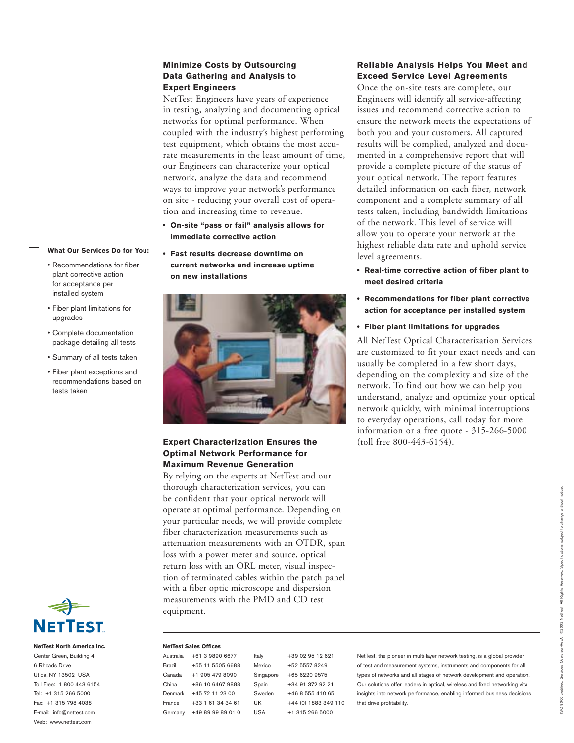**What Our Services Do for You:**

- Recommendations for fiber plant corrective action for acceptance per installed system
- Fiber plant limitations for upgrades
- Complete documentation package detailing all tests
- Summary of all tests taken
- Fiber plant exceptions and recommendations based on tests taken

## Minimize Costs by Outsourcing Data Gathering and Analysis to Expert Engineers

NetTest Engineers have years of experience in testing, analyzing and documenting optical networks for optimal performance. When coupled with the industry's highest performing test equipment, which obtains the most accurate measurements in the least amount of time, our Engineers can characterize your optical network, analyze the data and recommend ways to improve your network's performance on site - reducing your overall cost of operation and increasing time to revenue.

- **On-site "pass or fail" analysis allows for immediate corrective action**
- **Fast results decrease downtime on current networks and increase uptime on new installations**

## Expert Characterization Ensures the Optimal Network Performance for Maximum Revenue Generation

By relying on the experts at NetTest and our thorough characterization services, you can be confident that your optical network will operate at optimal performance. Depending on your particular needs, we will provide complete fiber characterization measurements such as attenuation measurements with an OTDR, span loss with a power meter and source, optical return loss with an ORL meter, visual inspection of terminated cables within the patch panel with a fiber optic microscope and dispersion measurements with the PMD and CD test equipment.

## Reliable Analysis Helps You Meet and Exceed Service Level Agreements

Once the on-site tests are complete, our Engineers will identify all service-affecting issues and recommend corrective action to ensure the network meets the expectations of both you and your customers. All captured results will be complied, analyzed and documented in a comprehensive report that will provide a complete picture of the status of your optical network. The report features detailed information on each fiber, network component and a complete summary of all tests taken, including bandwidth limitations of the network. This level of service will allow you to operate your network at the highest reliable data rate and uphold service level agreements.

- **Real-time corrective action of fiber plant to meet desired criteria**
- **Recommendations for fiber plant corrective action for acceptance per installed system**
- **Fiber plant limitations for upgrades**

All NetTest Optical Characterization Services are customized to fit your exact needs and can usually be completed in a few short days, depending on the complexity and size of the network. To find out how we can help you understand, analyze and optimize your optical network quickly, with minimal interruptions to everyday operations, call today for more information or a free quote - 315-266-5000 (toll free 800-443-6154).

NETTEST™

**NetTest North America Inc.**
Center Green, Building 4
6 Rhoads Drive
Utica, NY 13502 USA
Toll Free: 1 800 443 6154
Tel: +1 315 266 5000
Fax: +1 315 798 4038
E-mail: info@nettest.com
Web: www.nettest.com

**NetTest Sales Offices**

| | | | |
|---|---|---|---|
| Australia | +61 3 9890 6677 | Italy | +39 02 95 12 621 |
| Brazil | +55 11 5505 6688 | Mexico | +52 5557 8249 |
| Canada | +1 905 479 8090 | Singapore | +65 6220 9575 |
| China | +86 10 6467 9888 | Spain | +34 91 372 92 21 |
| Denmark | +45 72 11 23 00 | Sweden | +46 8 555 410 65 |
| France | +33 1 61 34 34 61 | UK | +44 (0) 1883 349 110 |
| Germany | +49 89 99 89 01 0 | USA | +1 315 266 5000 |

NetTest, the pioneer in multi-layer network testing, is a global provider of test and measurement systems, instruments and components for all types of networks and all stages of network development and operation. Our solutions offer leaders in optical, wireless and fixed networking vital insights into network performance, enabling informed business decisions that drive profitability.

ISO 9000 certified. Services Overview-RevA ©2002 NetTest. All Rights Reserved. Specifications subject to change without notice.